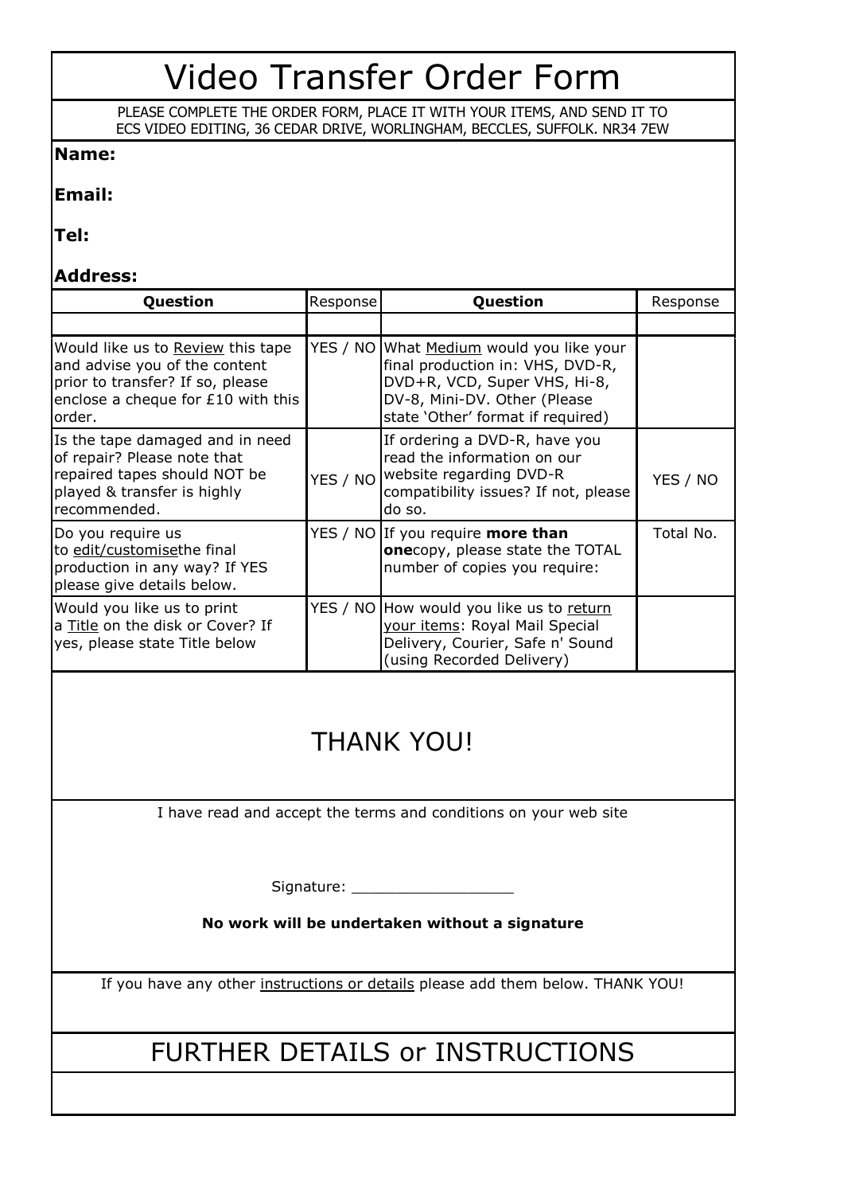# Video Transfer Order Form

PLEASE COMPLETE THE ORDER FORM, PLACE IT WITH YOUR ITEMS, AND SEND IT TO ECS VIDEO EDITING, 36 CEDAR DRIVE, WORLINGHAM, BECCLES, SUFFOLK. NR34 7EW

**Name:**

**Email:**

**Tel:**

**Address:**

| **Question** | Response | **Question** | Response |
|---|---|---|---|
| | | | |
| Would like us to Review this tape and advise you of the content prior to transfer? If so, please enclose a cheque for £10 with this order. | YES / NO | What Medium would you like your final production in: VHS, DVD-R, DVD+R, VCD, Super VHS, Hi-8, DV-8, Mini-DV. Other (Please state 'Other' format if required) | |
| Is the tape damaged and in need of repair? Please note that repaired tapes should NOT be played & transfer is highly recommended. | YES / NO | If ordering a DVD-R, have you read the information on our website regarding DVD-R compatibility issues? If not, please do so. | YES / NO |
| Do you require us to edit/customisethe final production in any way? If YES please give details below. | YES / NO | If you require **more than one**copy, please state the TOTAL number of copies you require: | Total No. |
| Would you like us to print a Title on the disk or Cover? If yes, please state Title below | YES / NO | How would you like us to return your items: Royal Mail Special Delivery, Courier, Safe n' Sound (using Recorded Delivery) | |

## THANK YOU!

I have read and accept the terms and conditions on your web site

Signature: ___________________

**No work will be undertaken without a signature**

If you have any other instructions or details please add them below. THANK YOU!

## FURTHER DETAILS or INSTRUCTIONS